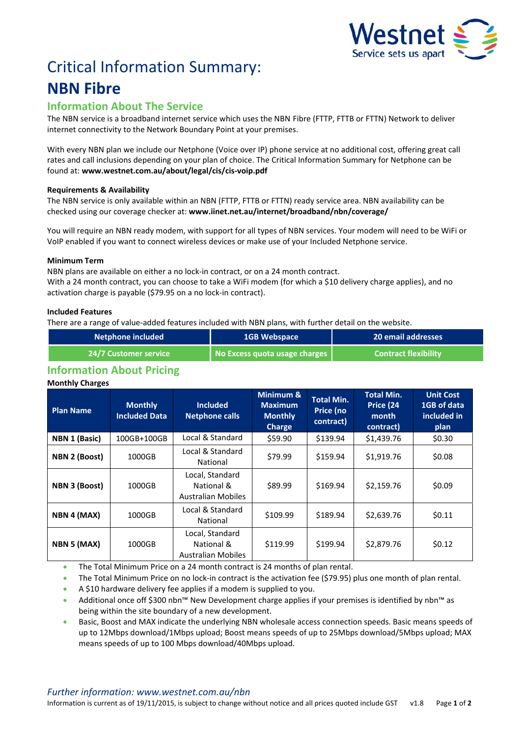Westnet
Service sets us apart

# Critical Information Summary:

# NBN Fibre

## Information About The Service

The NBN service is a broadband internet service which uses the NBN Fibre (FTTP, FTTB or FTTN) Network to deliver internet connectivity to the Network Boundary Point at your premises.

With every NBN plan we include our Netphone (Voice over IP) phone service at no additional cost, offering great call rates and call inclusions depending on your plan of choice. The Critical Information Summary for Netphone can be found at: **www.westnet.com.au/about/legal/cis/cis-voip.pdf**

### Requirements & Availability

The NBN service is only available within an NBN (FTTP, FTTB or FTTN) ready service area. NBN availability can be checked using our coverage checker at: **www.iinet.net.au/internet/broadband/nbn/coverage/**

You will require an NBN ready modem, with support for all types of NBN services. Your modem will need to be WiFi or VoIP enabled if you want to connect wireless devices or make use of your Included Netphone service.

### Minimum Term

NBN plans are available on either a no lock-in contract, or on a 24 month contract.
With a 24 month contract, you can choose to take a WiFi modem (for which a $10 delivery charge applies), and no activation charge is payable ($79.95 on a no lock-in contract).

### Included Features

There are a range of value-added features included with NBN plans, with further detail on the website.

| Netphone included | 1GB Webspace | 20 email addresses |
|---|---|---|
| 24/7 Customer service | No Excess quota usage charges | Contract flexibility |

## Information About Pricing

### Monthly Charges

| Plan Name | Monthly Included Data | Included Netphone calls | Minimum & Maximum Monthly Charge | Total Min. Price (no contract) | Total Min. Price (24 month contract) | Unit Cost 1GB of data included in plan |
|---|---|---|---|---|---|---|
| **NBN 1 (Basic)** | 100GB+100GB | Local & Standard | $59.90 | $139.94 | $1,439.76 | $0.30 |
| **NBN 2 (Boost)** | 1000GB | Local & Standard National | $79.99 | $159.94 | $1,919.76 | $0.08 |
| **NBN 3 (Boost)** | 1000GB | Local, Standard National & Australian Mobiles | $89.99 | $169.94 | $2,159.76 | $0.09 |
| **NBN 4 (MAX)** | 1000GB | Local & Standard National | $109.99 | $189.94 | $2,639.76 | $0.11 |
| **NBN 5 (MAX)** | 1000GB | Local, Standard National & Australian Mobiles | $119.99 | $199.94 | $2,879.76 | $0.12 |

- The Total Minimum Price on a 24 month contract is 24 months of plan rental.
- The Total Minimum Price on no lock-in contract is the activation fee ($79.95) plus one month of plan rental.
- A $10 hardware delivery fee applies if a modem is supplied to you.
- Additional once off $300 nbn™ New Development charge applies if your premises is identified by nbn™ as being within the site boundary of a new development.
- Basic, Boost and MAX indicate the underlying NBN wholesale access connection speeds. Basic means speeds of up to 12Mbps download/1Mbps upload; Boost means speeds of up to 25Mbps download/5Mbps upload; MAX means speeds of up to 100 Mbps download/40Mbps upload.

*Further information: www.westnet.com.au/nbn*

Information is current as of 19/11/2015, is subject to change without notice and all prices quoted include GST v1.8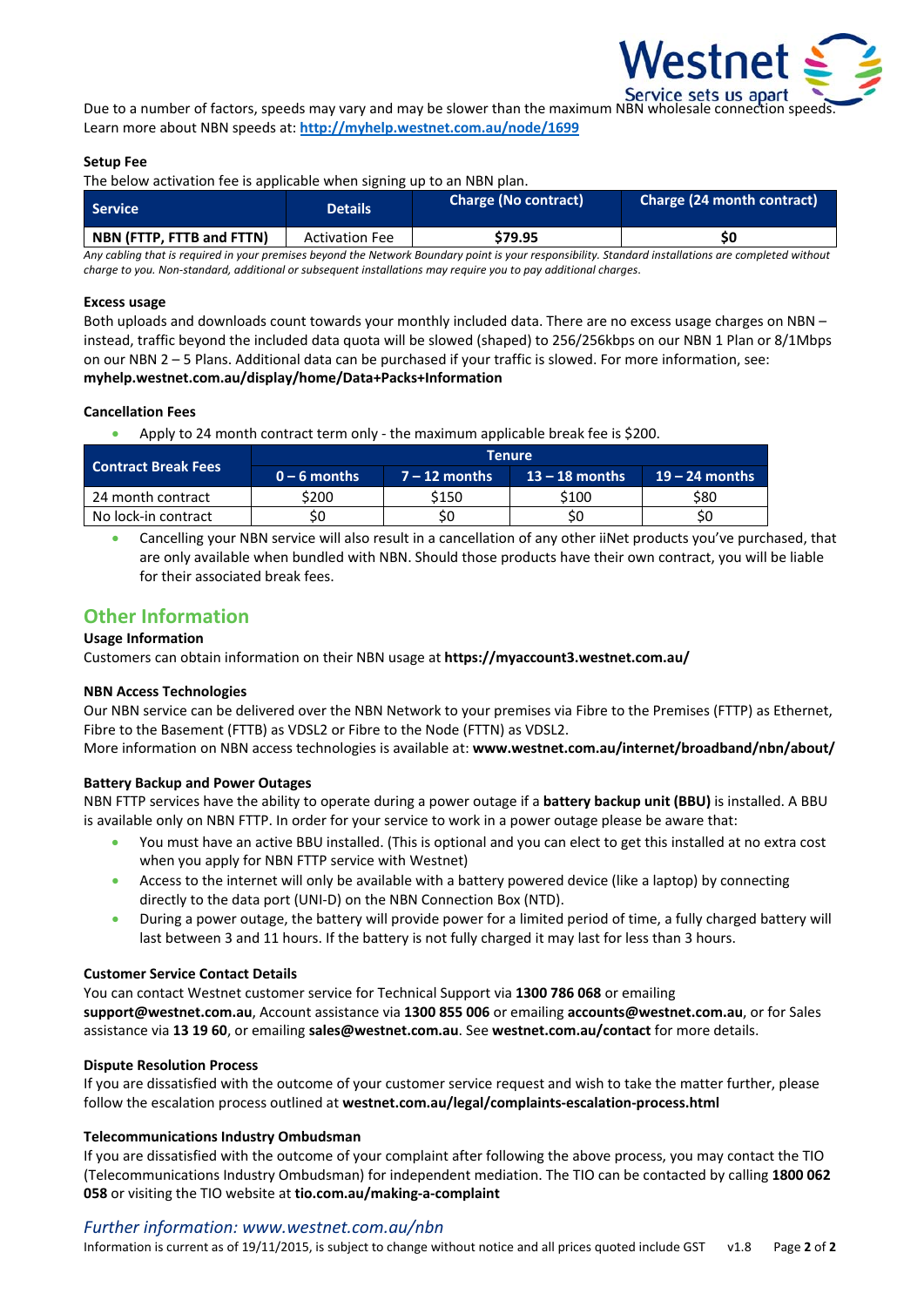Due to a number of factors, speeds may vary and may be slower than the maximum NBN wholesale connection speeds. Learn more about NBN speeds at: **http://myhelp.westnet.com.au/node/1699**

**Setup Fee**

The below activation fee is applicable when signing up to an NBN plan.

| Service | Details | Charge (No contract) | Charge (24 month contract) |
|---|---|---|---|
| **NBN (FTTP, FTTB and FTTN)** | Activation Fee | **$79.95** | **$0** |

*Any cabling that is required in your premises beyond the Network Boundary point is your responsibility. Standard installations are completed without charge to you. Non-standard, additional or subsequent installations may require you to pay additional charges.*

**Excess usage**

Both uploads and downloads count towards your monthly included data. There are no excess usage charges on NBN – instead, traffic beyond the included data quota will be slowed (shaped) to 256/256kbps on our NBN 1 Plan or 8/1Mbps on our NBN 2 – 5 Plans. Additional data can be purchased if your traffic is slowed. For more information, see: **myhelp.westnet.com.au/display/home/Data+Packs+Information**

**Cancellation Fees**

- Apply to 24 month contract term only - the maximum applicable break fee is $200.

| Contract Break Fees | Tenure | | | |
|---|---|---|---|---|
| | 0 – 6 months | 7 – 12 months | 13 – 18 months | 19 – 24 months |
| 24 month contract | $200 | $150 | $100 | $80 |
| No lock-in contract | $0 | $0 | $0 | $0 |

- Cancelling your NBN service will also result in a cancellation of any other iiNet products you've purchased, that are only available when bundled with NBN. Should those products have their own contract, you will be liable for their associated break fees.

## Other Information

**Usage Information**

Customers can obtain information on their NBN usage at **https://myaccount3.westnet.com.au/**

**NBN Access Technologies**

Our NBN service can be delivered over the NBN Network to your premises via Fibre to the Premises (FTTP) as Ethernet, Fibre to the Basement (FTTB) as VDSL2 or Fibre to the Node (FTTN) as VDSL2.

More information on NBN access technologies is available at: **www.westnet.com.au/internet/broadband/nbn/about/**

**Battery Backup and Power Outages**

NBN FTTP services have the ability to operate during a power outage if a **battery backup unit (BBU)** is installed. A BBU is available only on NBN FTTP. In order for your service to work in a power outage please be aware that:

- You must have an active BBU installed. (This is optional and you can elect to get this installed at no extra cost when you apply for NBN FTTP service with Westnet)
- Access to the internet will only be available with a battery powered device (like a laptop) by connecting directly to the data port (UNI-D) on the NBN Connection Box (NTD).
- During a power outage, the battery will provide power for a limited period of time, a fully charged battery will last between 3 and 11 hours. If the battery is not fully charged it may last for less than 3 hours.

**Customer Service Contact Details**

You can contact Westnet customer service for Technical Support via **1300 786 068** or emailing **support@westnet.com.au**, Account assistance via **1300 855 006** or emailing **accounts@westnet.com.au**, or for Sales assistance via **13 19 60**, or emailing **sales@westnet.com.au**. See **westnet.com.au/contact** for more details.

**Dispute Resolution Process**

If you are dissatisfied with the outcome of your customer service request and wish to take the matter further, please follow the escalation process outlined at **westnet.com.au/legal/complaints-escalation-process.html**

**Telecommunications Industry Ombudsman**

If you are dissatisfied with the outcome of your complaint after following the above process, you may contact the TIO (Telecommunications Industry Ombudsman) for independent mediation. The TIO can be contacted by calling **1800 062 058** or visiting the TIO website at **tio.com.au/making-a-complaint**

*Further information: www.westnet.com.au/nbn*

Information is current as of 19/11/2015, is subject to change without notice and all prices quoted include GST v1.8